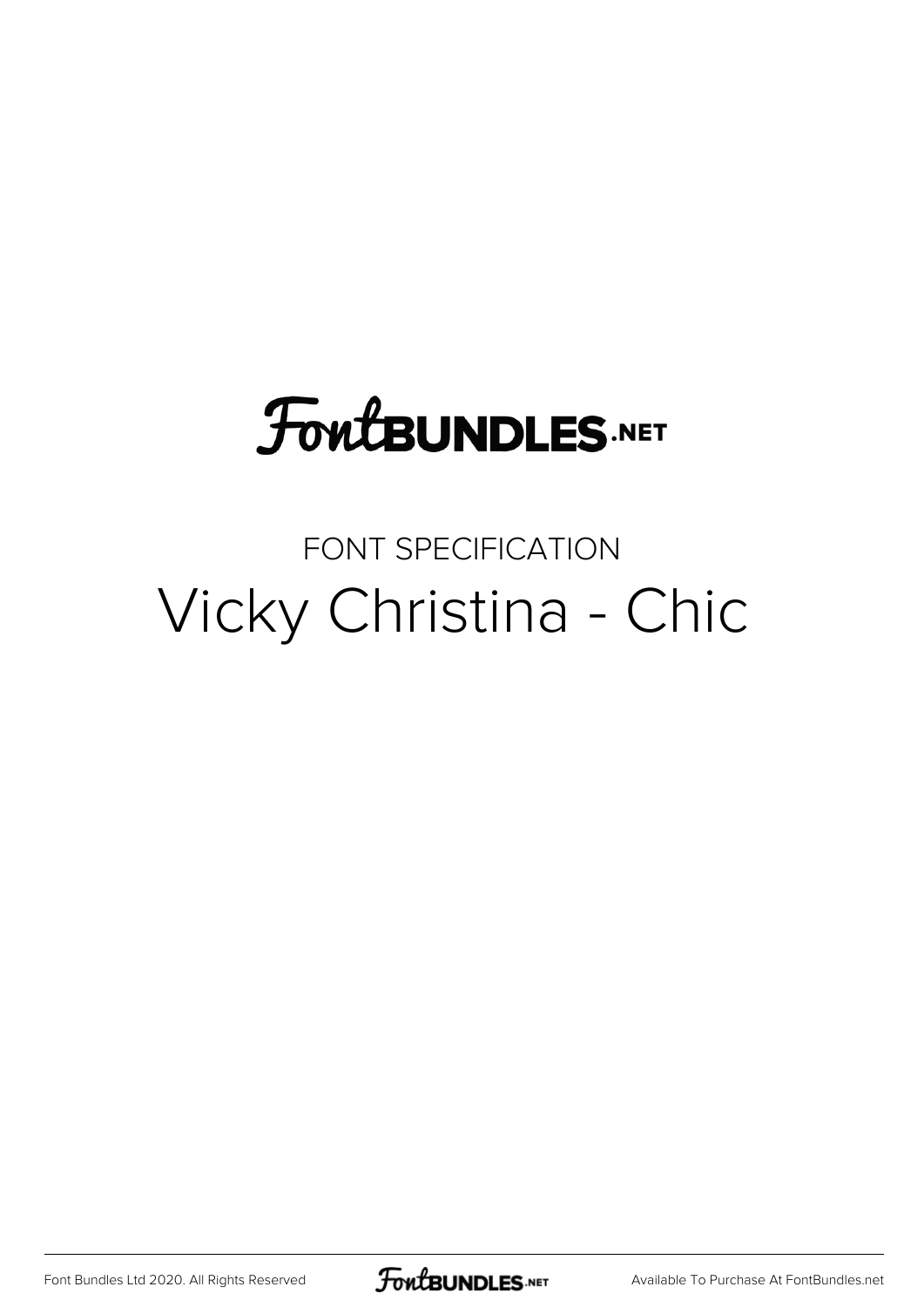# FontBUNDLES.NET

FONT SPECIFICATION

## Vicky Christina - Chic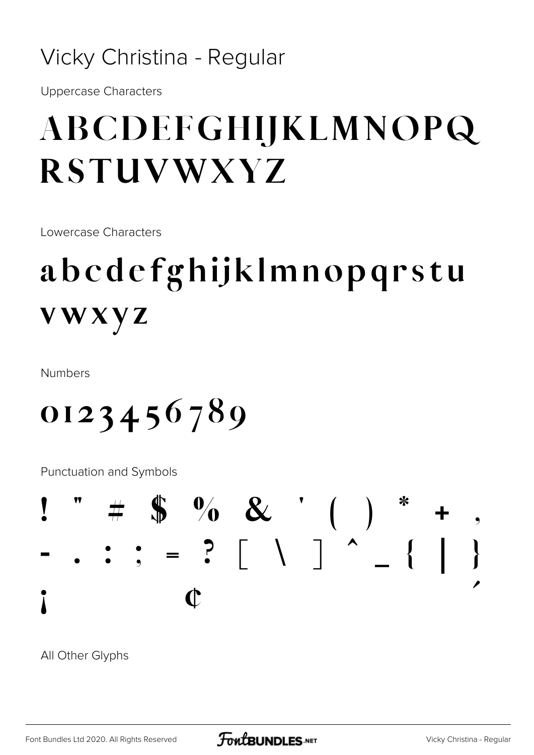# Vicky Christina - Regular

Uppercase Characters

ABCDEFGHIJKLMNOPQ
RSTUVWXYZ

Lowercase Characters

abcdefghijklmnopqrstu
vwxyz

Numbers

0123456789

Punctuation and Symbols

! " # $ % & ' ( ) * + ,
- . : ; = ? [ \ ] ^ _ { | }
¡ ¢ ´

All Other Glyphs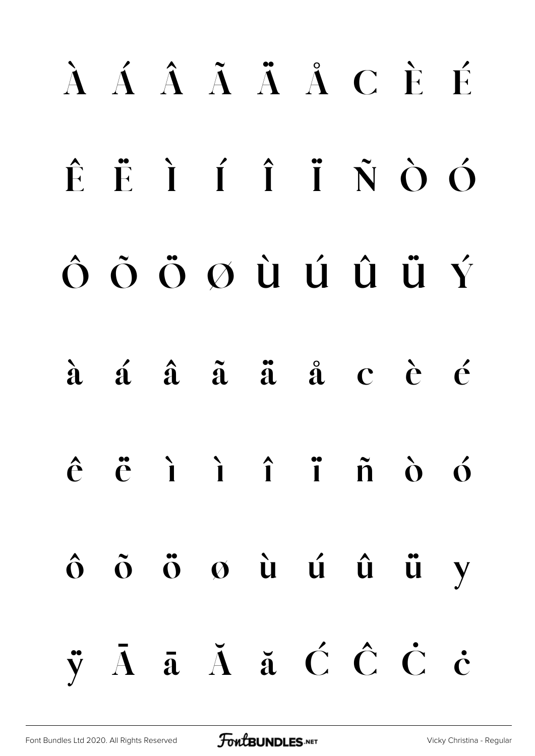À Á Â Ã Ä Å C È É

Ê Ë Ì Í Î Ï Ñ Ò Ó

Ô Õ Ö Ø Ù Ú Û Ü Ý

à á â ã ä å c è é

ê ë ì ì î ï ñ ò ó

ô õ ö ø ù ú û ü y

ÿ Ā ā Ă ă Ć Ĉ Ċ ċ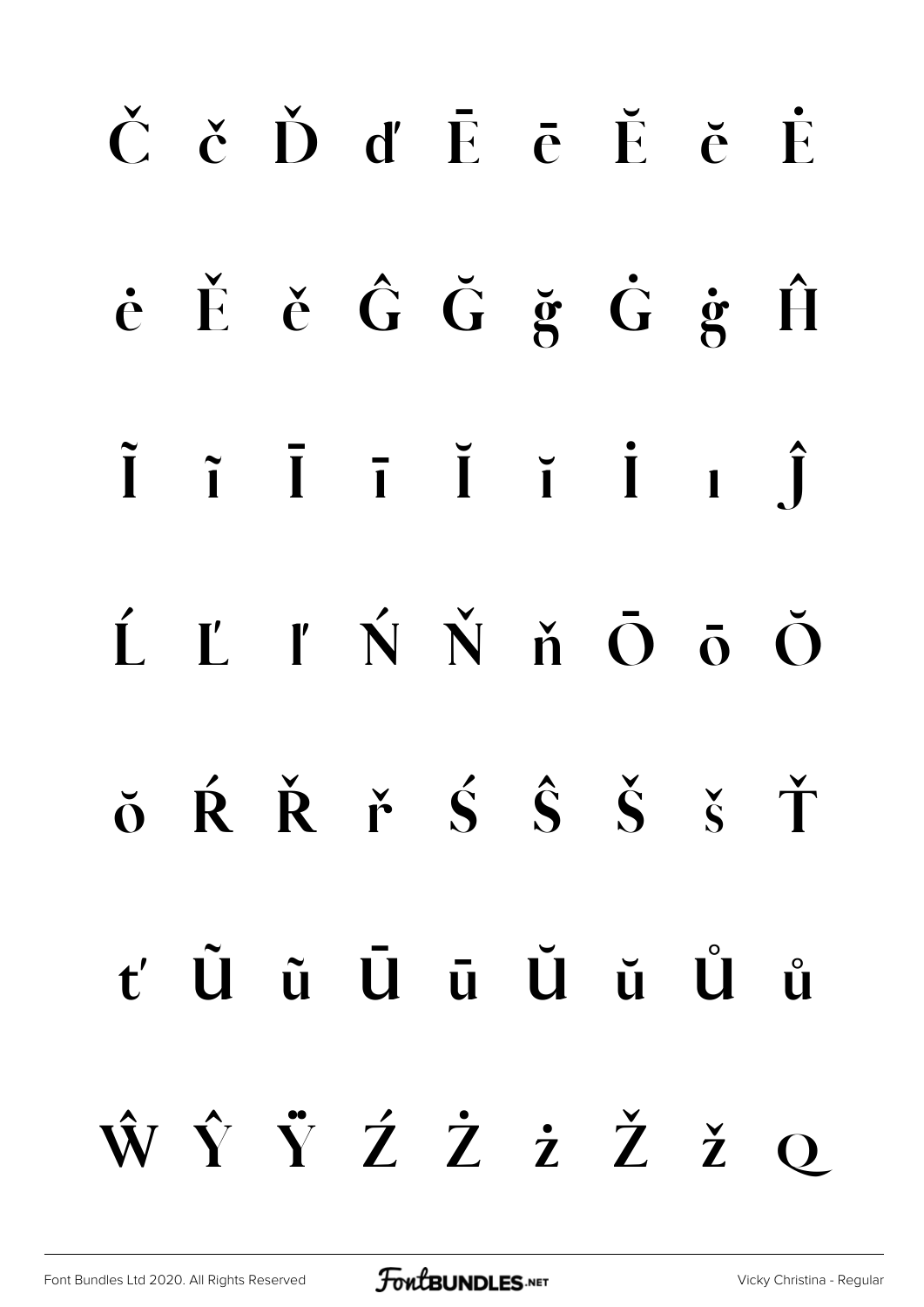Č č Ď ď Ē ē Ĕ ĕ Ė

ė Ě ě Ĝ Ğ ğ Ġ ġ Ĥ

Ĩ ĩ Ī ī Ĭ ĭ İ ı Ĵ

Ĺ Ľ ľ Ń Ň ň Ō ō Ŏ

ŏ Ŕ Ř ř Ś Ŝ Š š Ť

ť Ũ ũ Ū ū Ŭ ŭ Ů ů

Ŵ Ŷ Ÿ Ź Ż ż Ž ž Q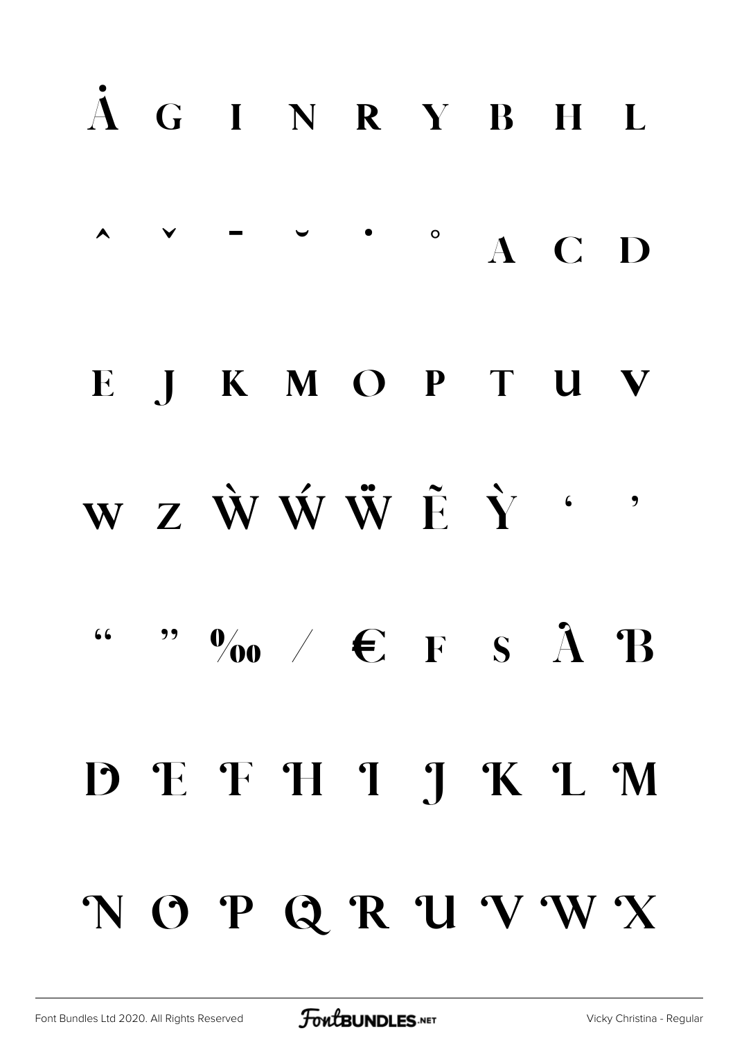Ȧ G I N R Y B H L

˄ ˅ ‾ ˘ ˙ ˚ A C D

E J K M O P T U V

W Z Ẁ Ẃ Ẅ Ẽ Ỳ ' '

" " ‰ ⁄ € F S À B

D E F H I J K L M

N O P Q R U V W X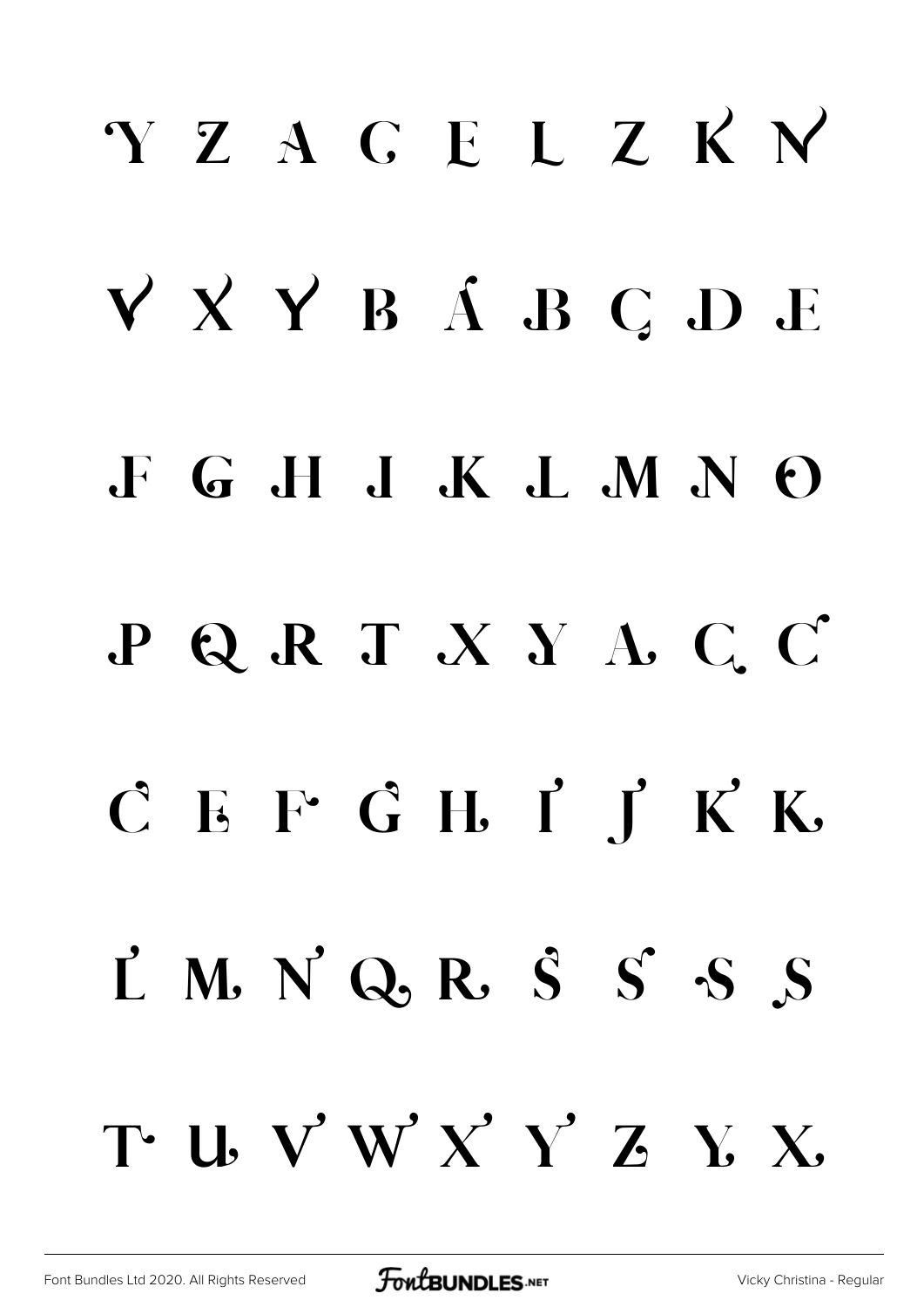Y Z A C E L Z K N

V X Y B Á B Ç D E

F G H I K L M N O

P Q R T X Y A Ç C

Ĉ E F Ĝ H Í J́ Ḱ K

Ľ M N Q R Ŝ Ś S S

T U V W X Y Z Y X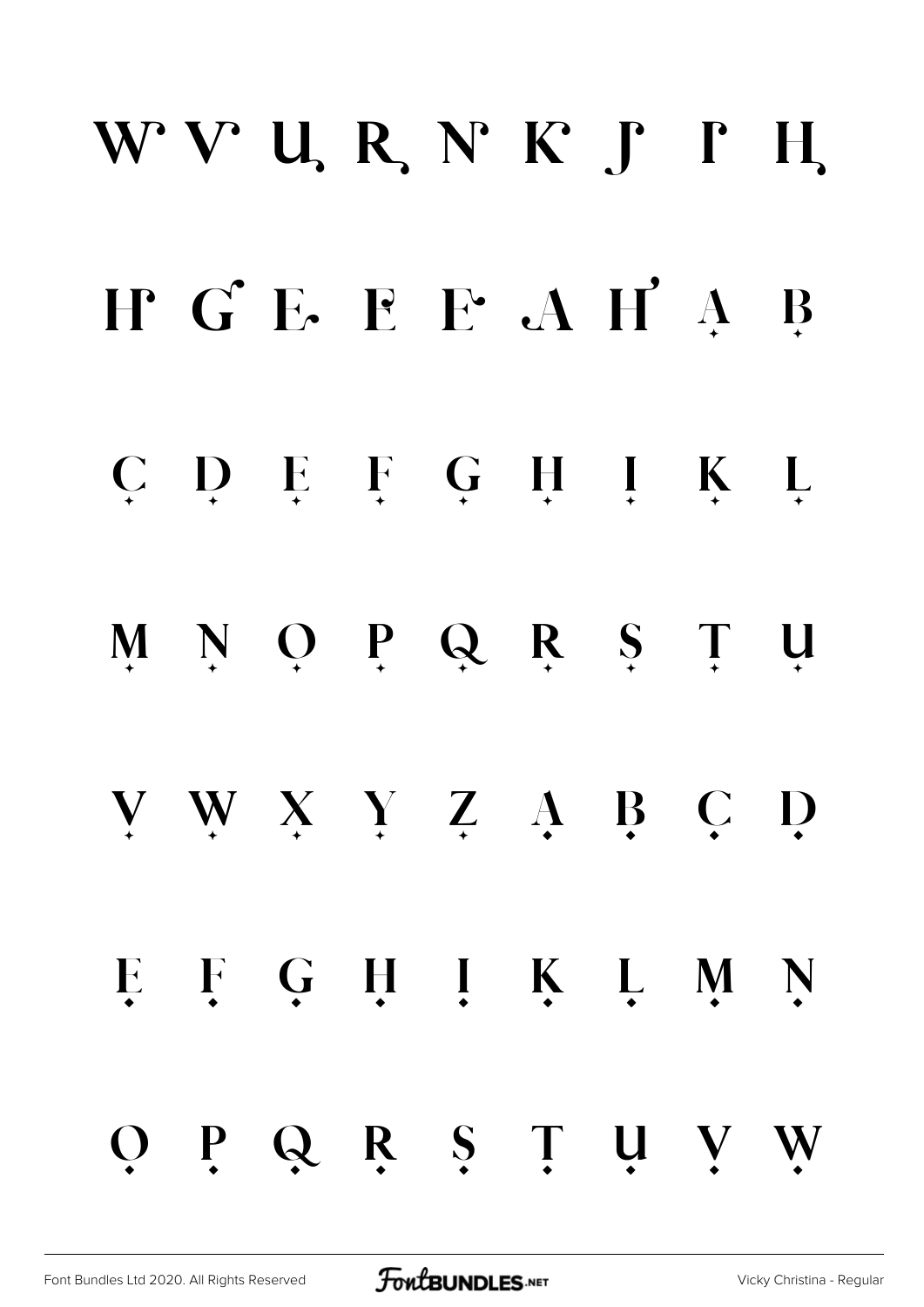W V U R N K J I H

H G E E E A H A B

C D E F G H I K L

M N O P Q R S T U

V W X Y Z A B C D

E F G H I K L M N

O P Q R S T U V W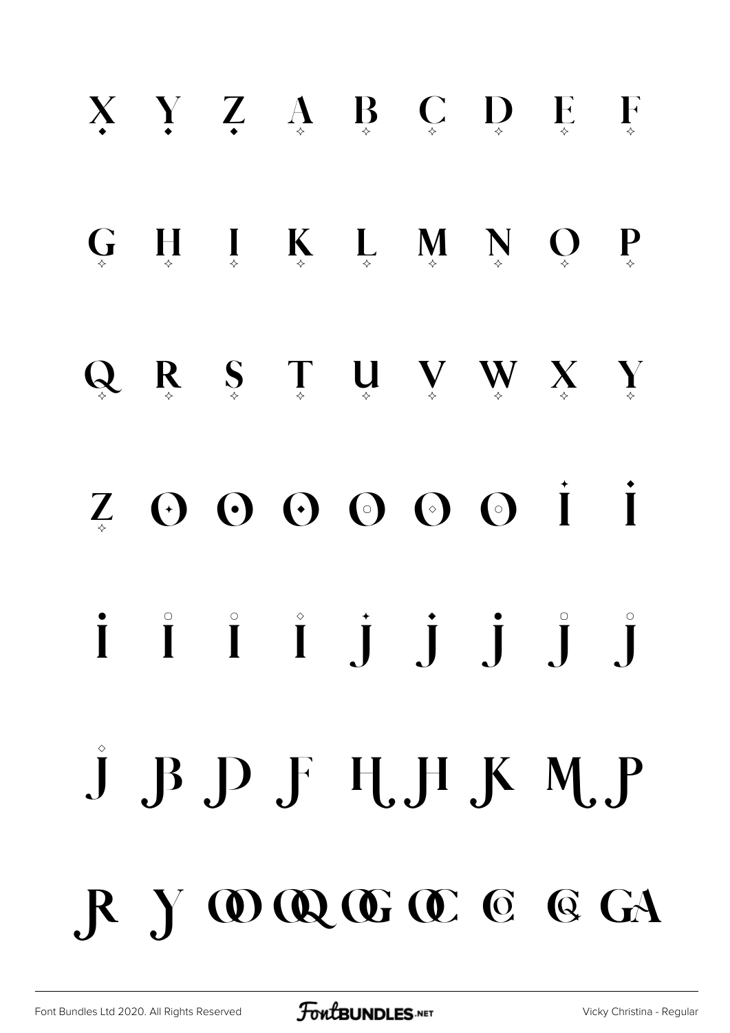X Y Z A B C D E F

G H I K L M N O P

Q R S T U V W X Y

Z O O O O O O İ İ

İ İ İ İ j̇ j̇ j̇ j̇ j̇

J̊ JB JD JF HJ JH JK MJ JP

JR JY OO OQ OG OC C G GA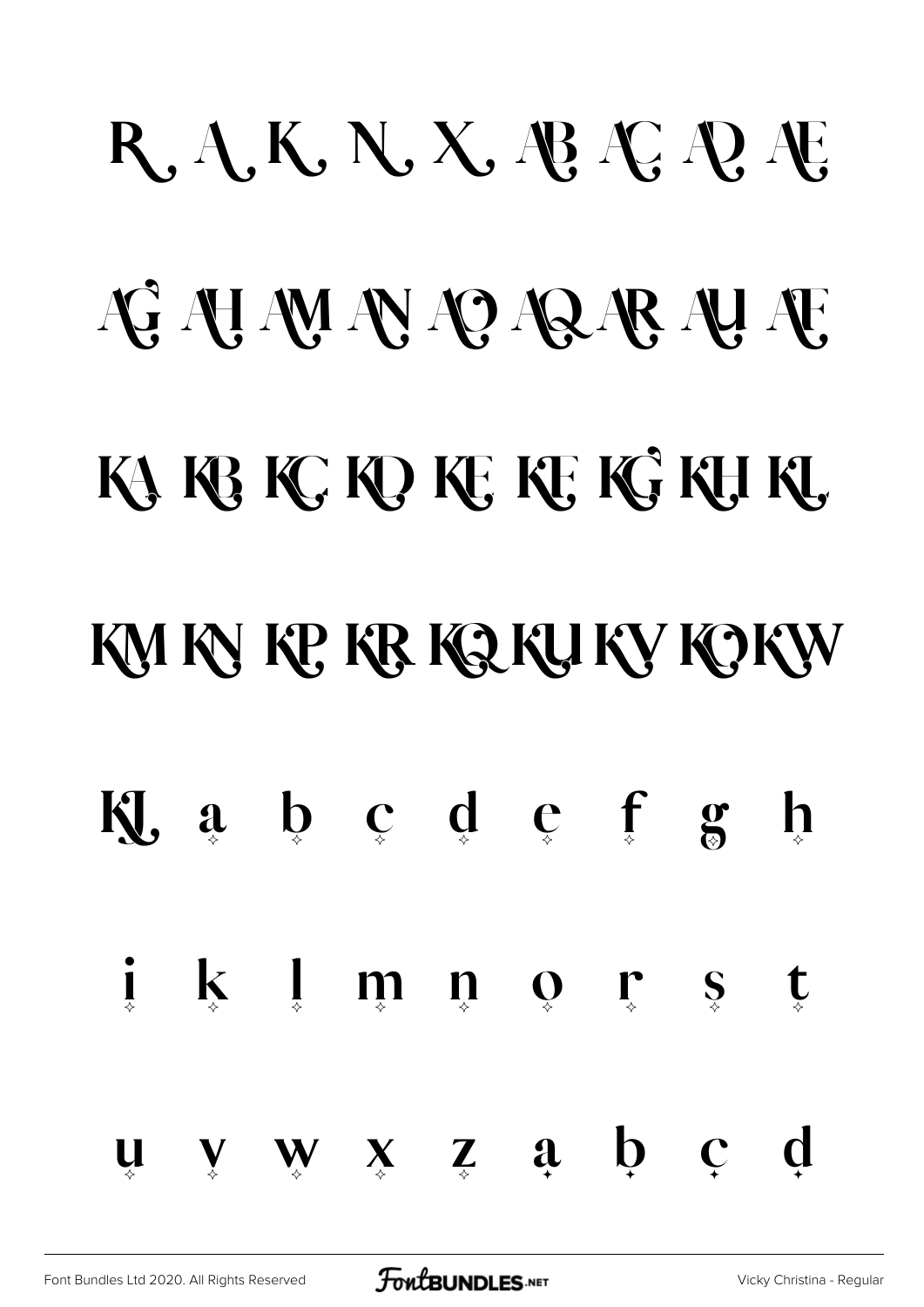R A K N X AB AC AD AE

AG AH AM AN AO AQ AR AU AF

KA KB KC KD KE KF KG KH KL

KM KN KP KR KQ KU KV KO KW

KJ a b c d e f g h

i k l m n o r s t

u v w x z a b c d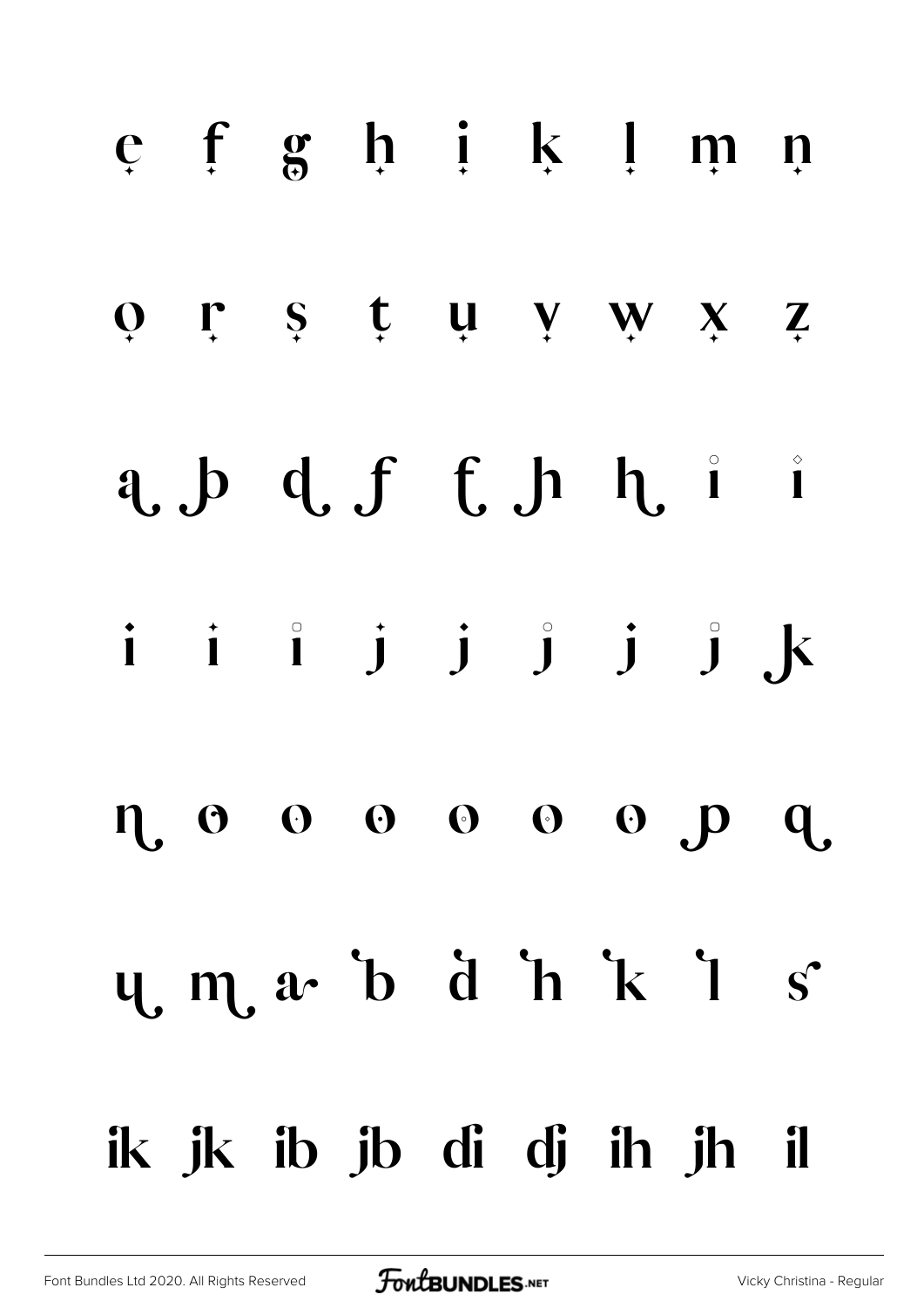e f g h i k l m n

o r s t u v w x z

a b d f f h h i i

i i i j j j j j k

n o o o o o o p q

u m a b d h k l s

ik jk ib jb di dj ih jh il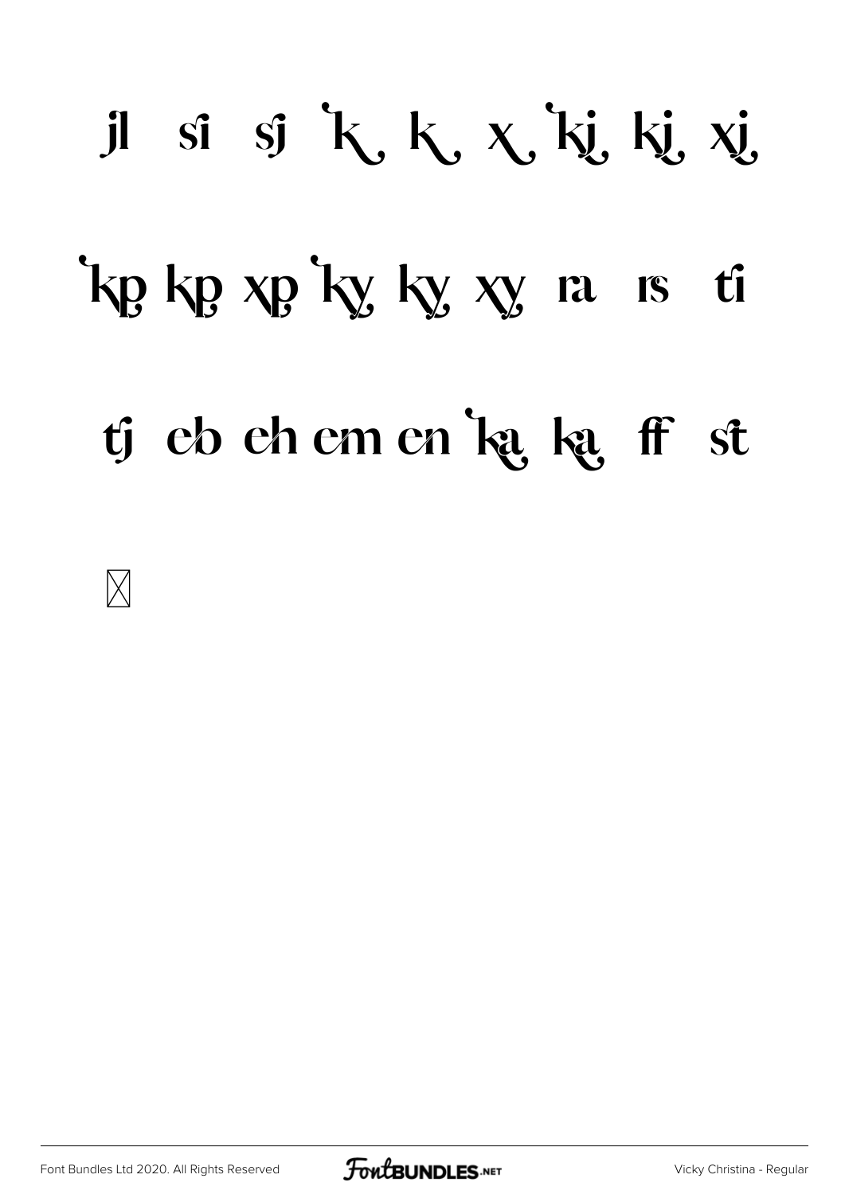jl si sj `k k x `kj kj xj

`kp kp xp `ky ky xy ra rs ti

tj eb eh em en `ka ka ff st

□